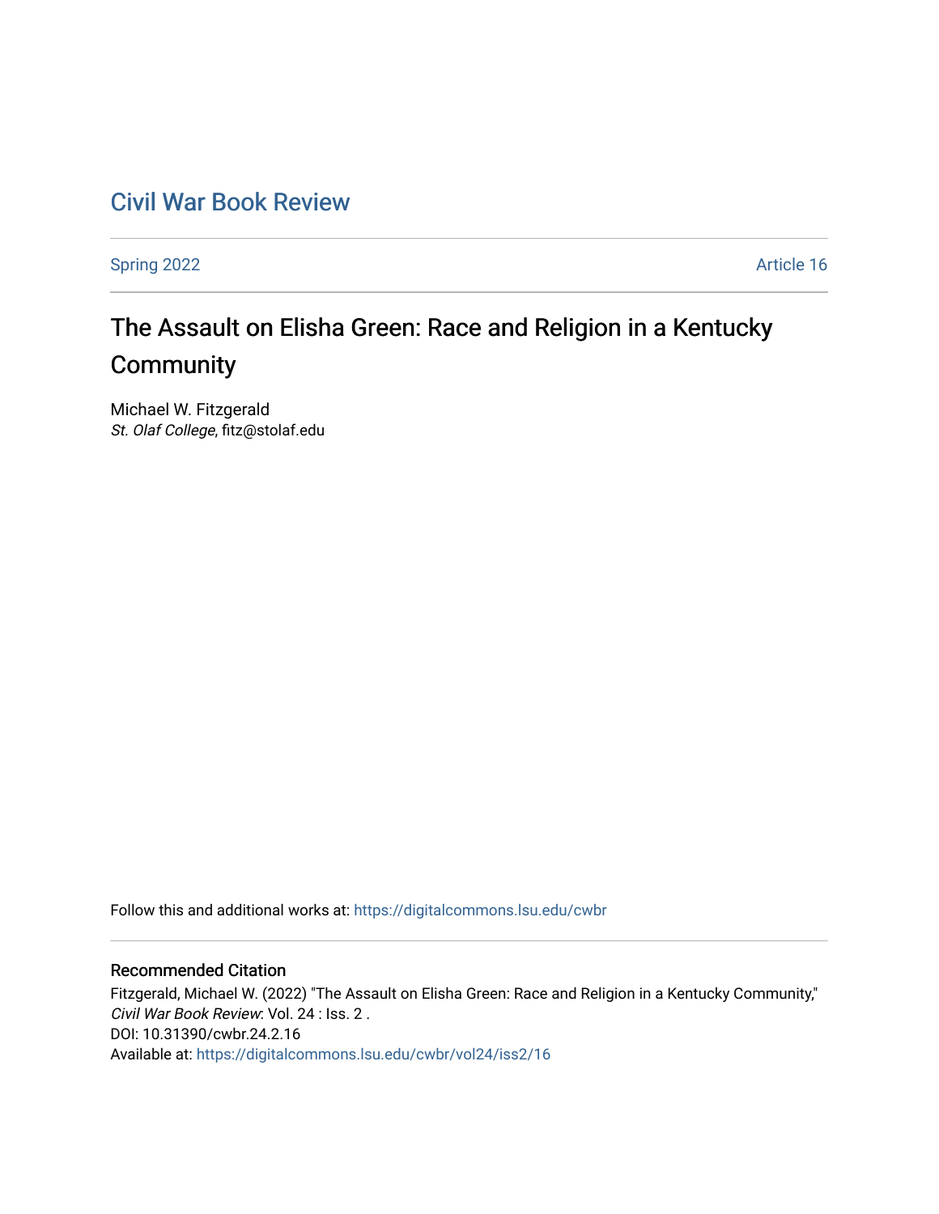# Civil War Book Review

Spring 2022 | Article 16

## The Assault on Elisha Green: Race and Religion in a Kentucky Community

Michael W. Fitzgerald
*St. Olaf College*, fitz@stolaf.edu

Follow this and additional works at: https://digitalcommons.lsu.edu/cwbr

### Recommended Citation

Fitzgerald, Michael W. (2022) "The Assault on Elisha Green: Race and Religion in a Kentucky Community," *Civil War Book Review*: Vol. 24 : Iss. 2 .
DOI: 10.31390/cwbr.24.2.16
Available at: https://digitalcommons.lsu.edu/cwbr/vol24/iss2/16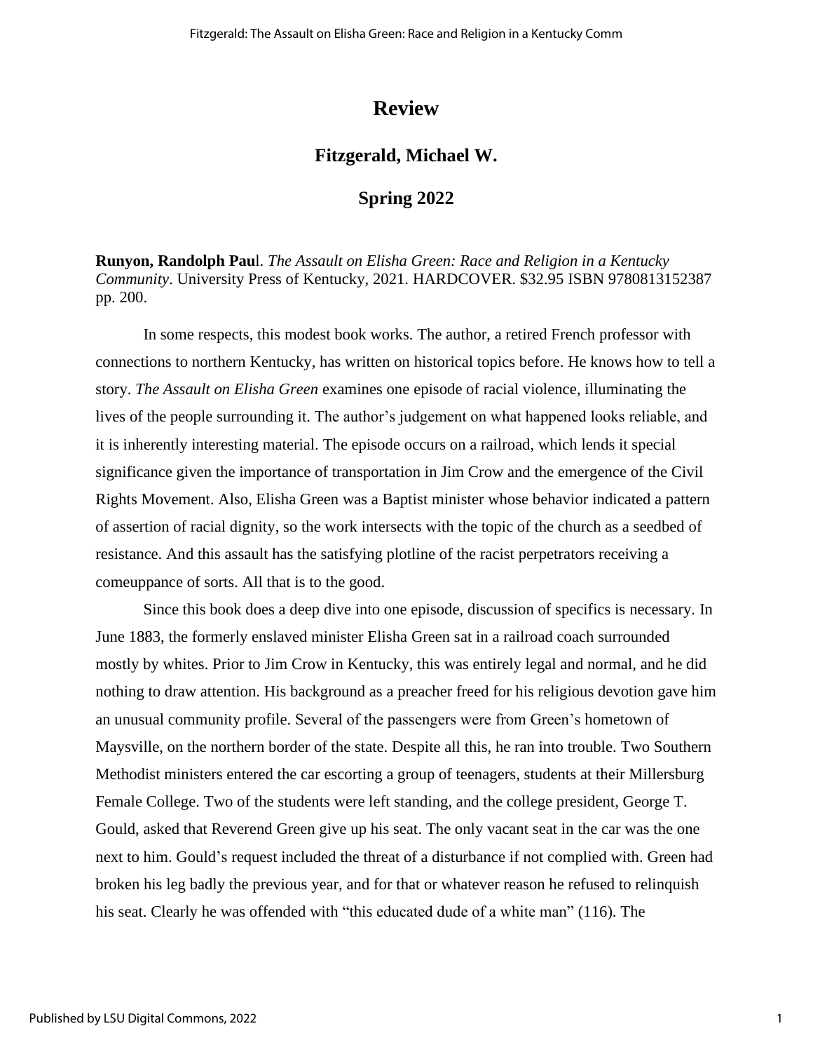# Review

## Fitzgerald, Michael W.

### Spring 2022

**Runyon, Randolph Paul**. *The Assault on Elisha Green: Race and Religion in a Kentucky Community*. University Press of Kentucky, 2021. HARDCOVER. $32.95 ISBN 9780813152387 pp. 200.

In some respects, this modest book works. The author, a retired French professor with connections to northern Kentucky, has written on historical topics before. He knows how to tell a story. *The Assault on Elisha Green* examines one episode of racial violence, illuminating the lives of the people surrounding it. The author's judgement on what happened looks reliable, and it is inherently interesting material. The episode occurs on a railroad, which lends it special significance given the importance of transportation in Jim Crow and the emergence of the Civil Rights Movement. Also, Elisha Green was a Baptist minister whose behavior indicated a pattern of assertion of racial dignity, so the work intersects with the topic of the church as a seedbed of resistance. And this assault has the satisfying plotline of the racist perpetrators receiving a comeuppance of sorts. All that is to the good.

Since this book does a deep dive into one episode, discussion of specifics is necessary. In June 1883, the formerly enslaved minister Elisha Green sat in a railroad coach surrounded mostly by whites. Prior to Jim Crow in Kentucky, this was entirely legal and normal, and he did nothing to draw attention. His background as a preacher freed for his religious devotion gave him an unusual community profile. Several of the passengers were from Green's hometown of Maysville, on the northern border of the state. Despite all this, he ran into trouble. Two Southern Methodist ministers entered the car escorting a group of teenagers, students at their Millersburg Female College. Two of the students were left standing, and the college president, George T. Gould, asked that Reverend Green give up his seat. The only vacant seat in the car was the one next to him. Gould's request included the threat of a disturbance if not complied with. Green had broken his leg badly the previous year, and for that or whatever reason he refused to relinquish his seat. Clearly he was offended with "this educated dude of a white man" (116). The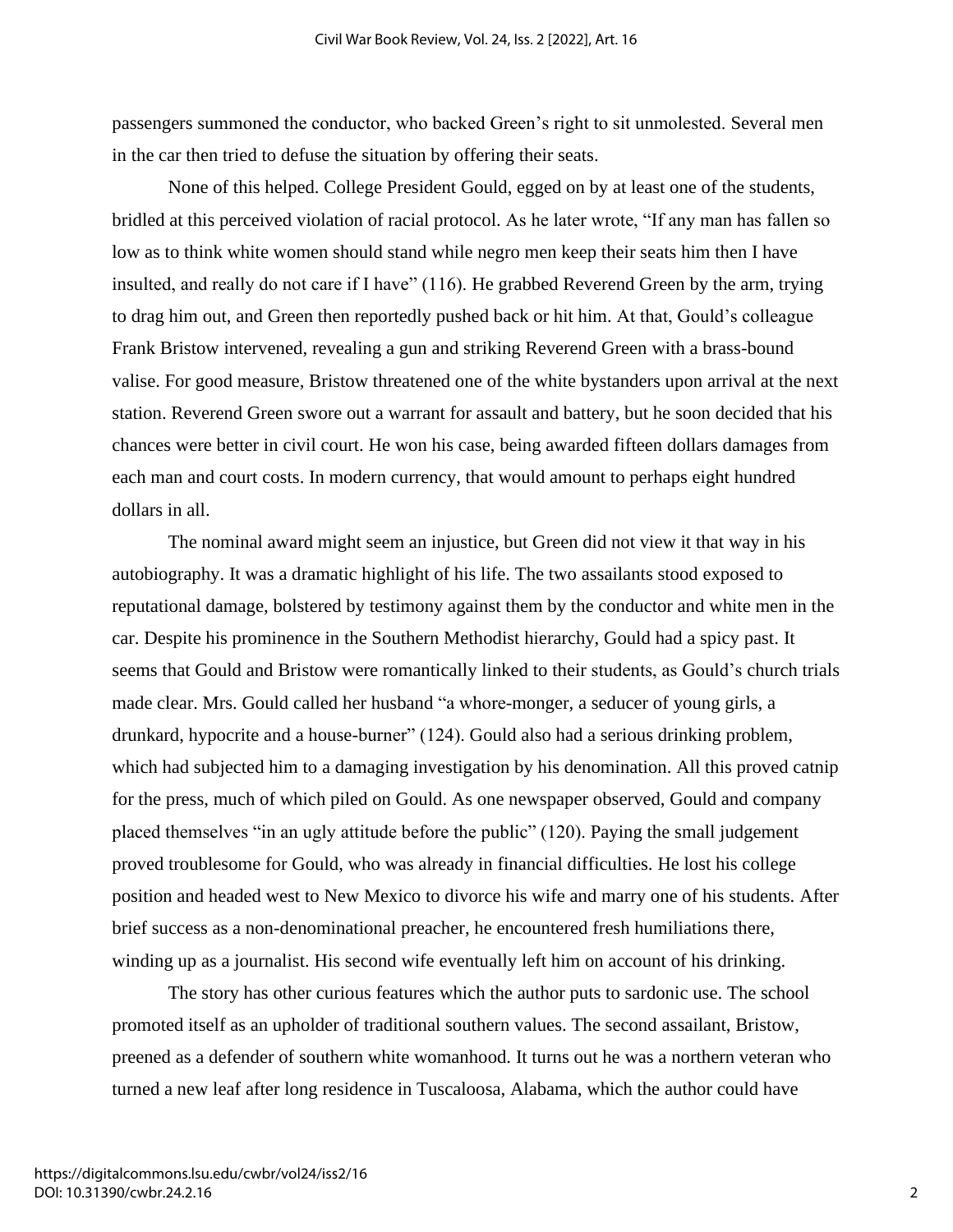passengers summoned the conductor, who backed Green's right to sit unmolested. Several men in the car then tried to defuse the situation by offering their seats.

None of this helped. College President Gould, egged on by at least one of the students, bridled at this perceived violation of racial protocol. As he later wrote, "If any man has fallen so low as to think white women should stand while negro men keep their seats him then I have insulted, and really do not care if I have" (116). He grabbed Reverend Green by the arm, trying to drag him out, and Green then reportedly pushed back or hit him. At that, Gould's colleague Frank Bristow intervened, revealing a gun and striking Reverend Green with a brass-bound valise. For good measure, Bristow threatened one of the white bystanders upon arrival at the next station. Reverend Green swore out a warrant for assault and battery, but he soon decided that his chances were better in civil court. He won his case, being awarded fifteen dollars damages from each man and court costs. In modern currency, that would amount to perhaps eight hundred dollars in all.

The nominal award might seem an injustice, but Green did not view it that way in his autobiography. It was a dramatic highlight of his life. The two assailants stood exposed to reputational damage, bolstered by testimony against them by the conductor and white men in the car. Despite his prominence in the Southern Methodist hierarchy, Gould had a spicy past. It seems that Gould and Bristow were romantically linked to their students, as Gould's church trials made clear. Mrs. Gould called her husband "a whore-monger, a seducer of young girls, a drunkard, hypocrite and a house-burner" (124). Gould also had a serious drinking problem, which had subjected him to a damaging investigation by his denomination. All this proved catnip for the press, much of which piled on Gould. As one newspaper observed, Gould and company placed themselves "in an ugly attitude before the public" (120). Paying the small judgement proved troublesome for Gould, who was already in financial difficulties. He lost his college position and headed west to New Mexico to divorce his wife and marry one of his students. After brief success as a non-denominational preacher, he encountered fresh humiliations there, winding up as a journalist. His second wife eventually left him on account of his drinking.

The story has other curious features which the author puts to sardonic use. The school promoted itself as an upholder of traditional southern values. The second assailant, Bristow, preened as a defender of southern white womanhood. It turns out he was a northern veteran who turned a new leaf after long residence in Tuscaloosa, Alabama, which the author could have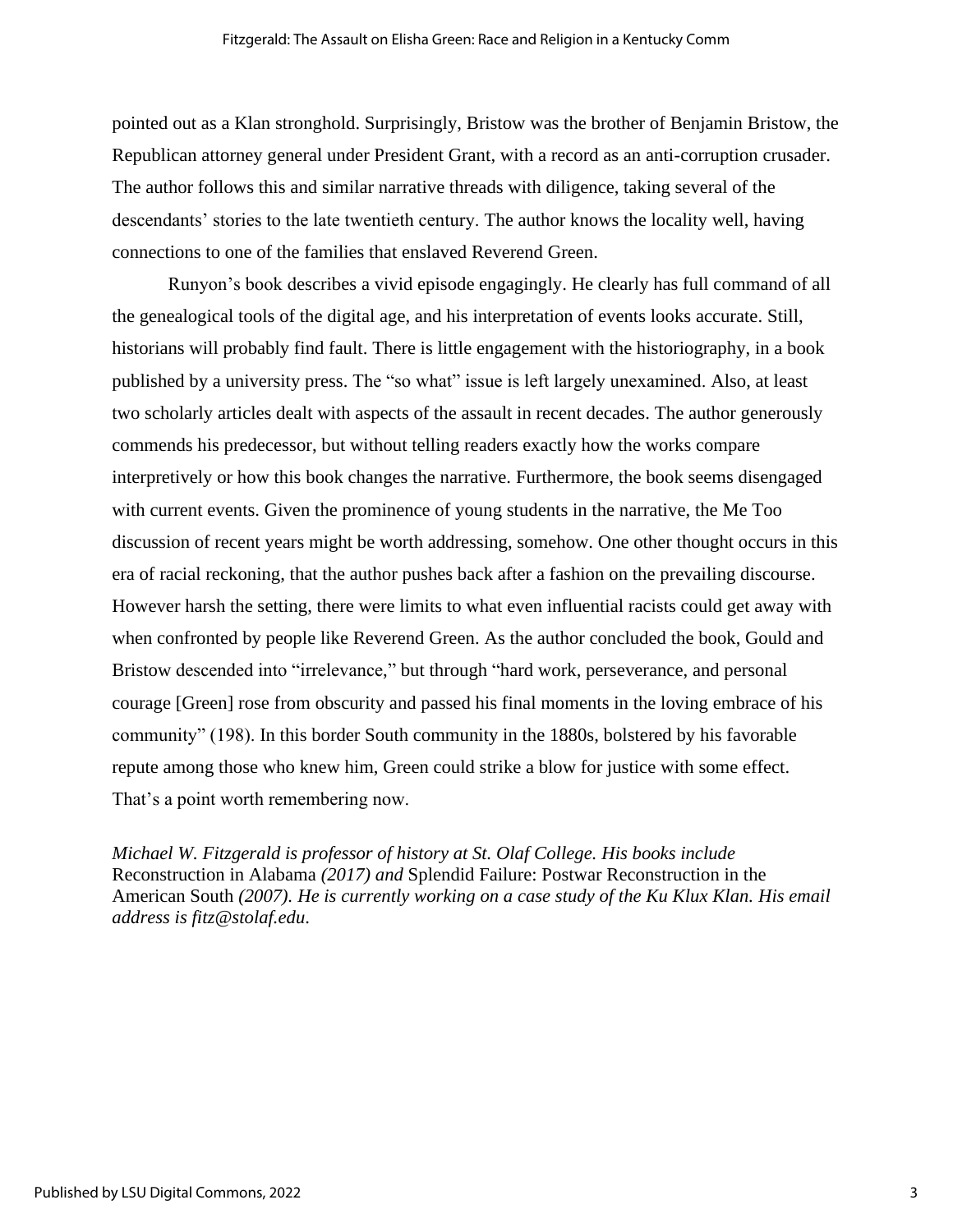pointed out as a Klan stronghold. Surprisingly, Bristow was the brother of Benjamin Bristow, the Republican attorney general under President Grant, with a record as an anti-corruption crusader. The author follows this and similar narrative threads with diligence, taking several of the descendants' stories to the late twentieth century. The author knows the locality well, having connections to one of the families that enslaved Reverend Green.

Runyon's book describes a vivid episode engagingly. He clearly has full command of all the genealogical tools of the digital age, and his interpretation of events looks accurate. Still, historians will probably find fault. There is little engagement with the historiography, in a book published by a university press. The "so what" issue is left largely unexamined. Also, at least two scholarly articles dealt with aspects of the assault in recent decades. The author generously commends his predecessor, but without telling readers exactly how the works compare interpretively or how this book changes the narrative. Furthermore, the book seems disengaged with current events. Given the prominence of young students in the narrative, the Me Too discussion of recent years might be worth addressing, somehow. One other thought occurs in this era of racial reckoning, that the author pushes back after a fashion on the prevailing discourse. However harsh the setting, there were limits to what even influential racists could get away with when confronted by people like Reverend Green. As the author concluded the book, Gould and Bristow descended into "irrelevance," but through "hard work, perseverance, and personal courage [Green] rose from obscurity and passed his final moments in the loving embrace of his community" (198). In this border South community in the 1880s, bolstered by his favorable repute among those who knew him, Green could strike a blow for justice with some effect. That's a point worth remembering now.

*Michael W. Fitzgerald is professor of history at St. Olaf College. His books include* Reconstruction in Alabama *(2017) and* Splendid Failure: Postwar Reconstruction in the American South *(2007). He is currently working on a case study of the Ku Klux Klan. His email address is fitz@stolaf.edu.*